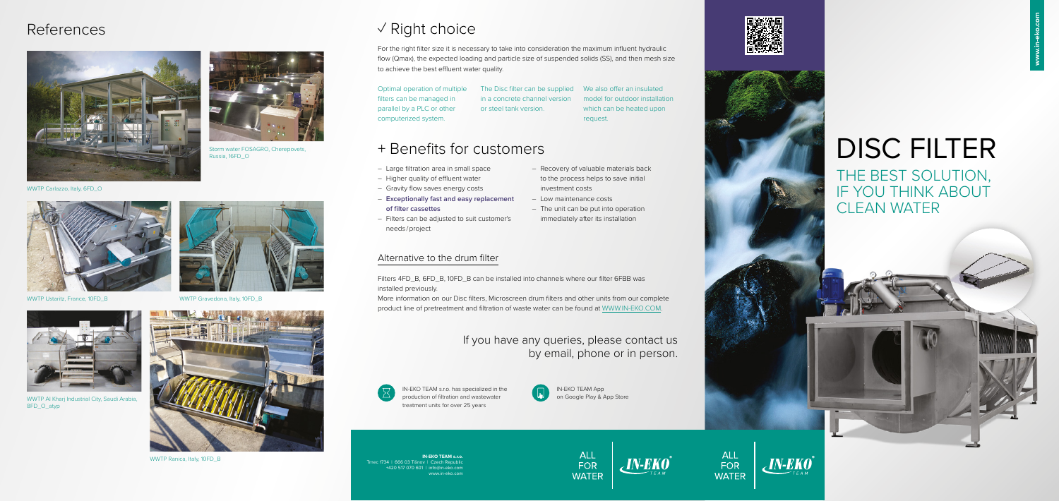## References

WWTP Carlazzo, Italy, 6FD_O

Storm water FOSAGRO, Cherepovets, Russia, 16FD_O

WWTP Ustaritz, France, 10FD_B

WWTP Gravedona, Italy, 10FD_B

WWTP Al Kharj Industrial City, Saudi Arabia, 8FD_O_atyp

WWTP Renica, Italy, 10FD_B

## √ Right choice

For the right filter size it is necessary to take into consideration the maximum influent hydraulic flow (Qmax), the expected loading and particle size of suspended solids (SS), and then mesh size to achieve the best effluent water quality.

Optimal operation of multiple filters can be managed in parallel by a PLC or other computerized system.

The Disc filter can be supplied in a concrete channel version or steel tank version.

We also offer an insulated model for outdoor installation which can be heated upon request.

## + Benefits for customers

- Large filtration area in small space
- Higher quality of effluent water
- Gravity flow saves energy costs
- **Exceptionally fast and easy replacement of filter cassettes**
- Filters can be adjusted to suit customer's needs / project
- Recovery of valuable materials back to the process helps to save initial investment costs
- Low maintenance costs
- The unit can be put into operation immediately after its installation

### Alternative to the drum filter

Filters 4FD_B, 6FD_B, 10FD_B can be installed into channels where our filter 6FBB was installed previously.

More information on our Disc filters, Microscreen drum filters and other units from our complete product line of pretreatment and filtration of waste water can be found at WWW.IN-EKO.COM.

If you have any queries, please contact us by email, phone or in person.

IN-EKO TEAM s.r.o. has specialized in the production of filtration and wastewater treatment units for over 25 years

IN-EKO TEAM App on Google Play & App Store

**IN-EKO TEAM s.r.o.**
Tirnec 1734 | 666 03 Tišnov | Czech Republic
+420 517 070 601 | info@in-eko.com
www.in-eko.com

ALL FOR WATER

ALL FOR WATER

www.in-eko.com

# DISC FILTER

## THE BEST SOLUTION, IF YOU THINK ABOUT CLEAN WATER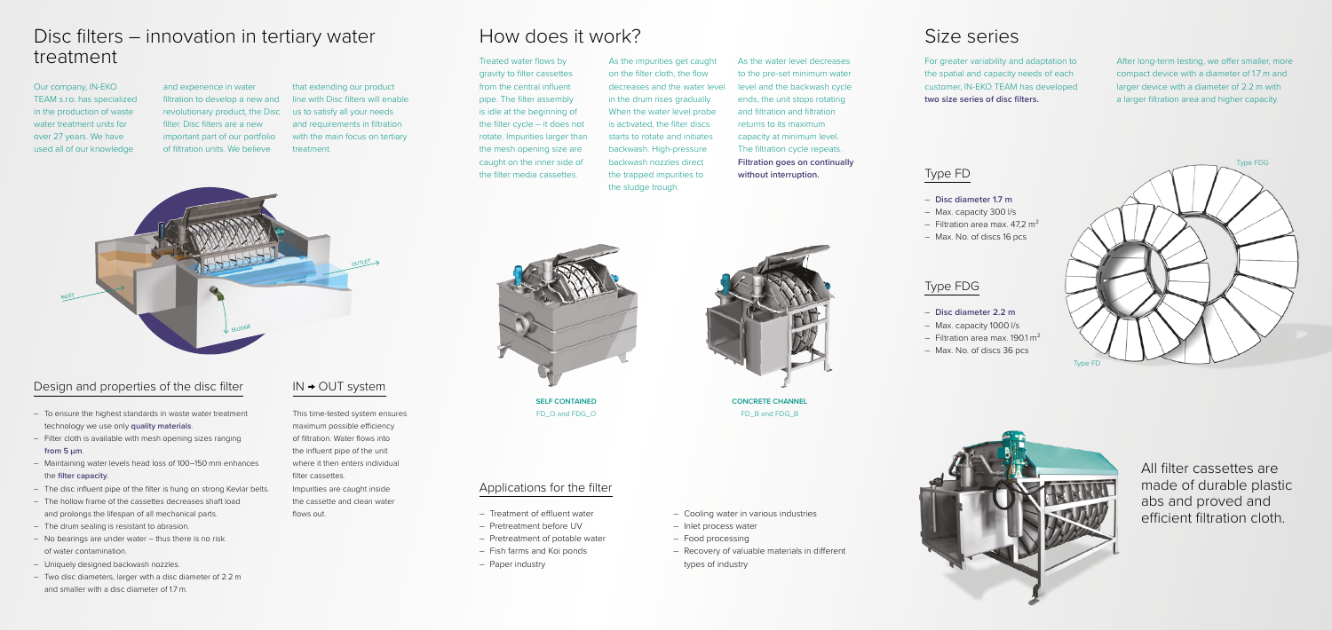# Disc filters – innovation in tertiary water treatment

Our company, IN-EKO TEAM s.r.o. has specialized in the production of waste water treatment units for over 27 years. We have used all of our knowledge and experience in water filtration to develop a new and revolutionary product, the Disc filter. Disc filters are a new important part of our portfolio of filtration units. We believe that extending our product line with Disc filters will enable us to satisfy all your needs and requirements in filtration with the main focus on tertiary treatment.

INLET

OUTLET

SLUDGE

## Design and properties of the disc filter

- To ensure the highest standards in waste water treatment technology we use only **quality materials**.
- Filter cloth is available with mesh opening sizes ranging **from 5 μm**.
- Maintaining water levels head loss of 100–150 mm enhances the **filter capacity**.
- The disc influent pipe of the filter is hung on strong Kevlar belts.
- The hollow frame of the cassettes decreases shaft load and prolongs the lifespan of all mechanical parts.
- The drum sealing is resistant to abrasion.
- No bearings are under water – thus there is no risk of water contamination.
- Uniquely designed backwash nozzles.
- Two disc diameters, larger with a disc diameter of 2.2 m and smaller with a disc diameter of 1.7 m.

## IN → OUT system

This time-tested system ensures maximum possible efficiency of filtration. Water flows into the influent pipe of the unit where it then enters individual filter cassettes.

Impurities are caught inside the cassette and clean water flows out.

# How does it work?

Treated water flows by gravity to filter cassettes from the central influent pipe. The filter assembly is idle at the beginning of the filter cycle – it does not rotate. Impurities larger than the mesh opening size are caught on the inner side of the filter media cassettes.

As the impurities get caught on the filter cloth, the flow decreases and the water level in the drum rises gradually. When the water level probe is activated, the filter discs starts to rotate and initiates backwash. High-pressure backwash nozzles direct the trapped impurities to the sludge trough.

As the water level decreases to the pre-set minimum water level and the backwash cycle ends, the unit stops rotating and filtration and filtration returns to its maximum capacity at minimum level. The filtration cycle repeats. **Filtration goes on continually without interruption.**

**SELF CONTAINED**
FD_O and FDG_O

**CONCRETE CHANNEL**
FD_B and FDG_B

## Applications for the filter

- Treatment of effluent water
- Pretreatment before UV
- Pretreatment of potable water
- Fish farms and Koi ponds
- Paper industry
- Cooling water in various industries
- Inlet process water
- Food processing
- Recovery of valuable materials in different types of industry

# Size series

For greater variability and adaptation to the spatial and capacity needs of each customer, IN-EKO TEAM has developed **two size series of disc filters.**

After long-term testing, we offer smaller, more compact device with a diameter of 1.7 m and larger device with a diameter of 2.2 m with a larger filtration area and higher capacity.

## Type FD

- **Disc diameter 1.7 m**
- Max. capacity 300 l/s
- Filtration area max. 47,2 $m^2$
- Max. No. of discs 16 pcs

## Type FDG

- **Disc diameter 2.2 m**
- Max. capacity 1000 l/s
- Filtration area max. 190.1 $m^2$
- Max. No. of discs 36 pcs

Type FDG

Type FD

All filter cassettes are made of durable plastic abs and proved and efficient filtration cloth.